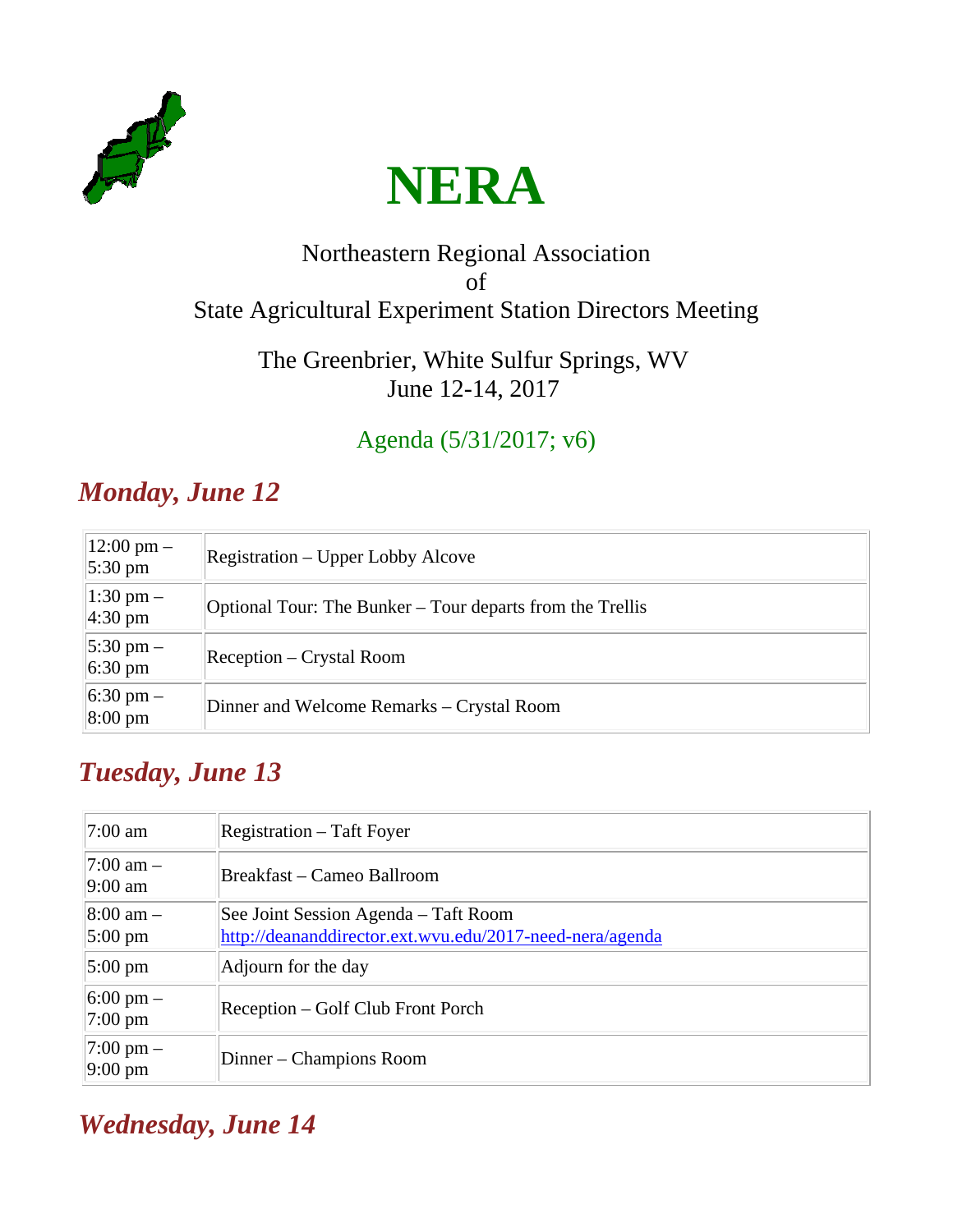# NERA

Northeastern Regional Association
of
State Agricultural Experiment Station Directors Meeting

The Greenbrier, White Sulfur Springs, WV
June 12-14, 2017

Agenda (5/31/2017; v6)

## *Monday, June 12*

| | |
|---|---|
| 12:00 pm – 5:30 pm | Registration – Upper Lobby Alcove |
| 1:30 pm – 4:30 pm | Optional Tour: The Bunker – Tour departs from the Trellis |
| 5:30 pm – 6:30 pm | Reception – Crystal Room |
| 6:30 pm – 8:00 pm | Dinner and Welcome Remarks – Crystal Room |

## *Tuesday, June 13*

| | |
|---|---|
| 7:00 am | Registration – Taft Foyer |
| 7:00 am – 9:00 am | Breakfast – Cameo Ballroom |
| 8:00 am – 5:00 pm | See Joint Session Agenda – Taft Room http://deananddirector.ext.wvu.edu/2017-need-nera/agenda |
| 5:00 pm | Adjourn for the day |
| 6:00 pm – 7:00 pm | Reception – Golf Club Front Porch |
| 7:00 pm – 9:00 pm | Dinner – Champions Room |

## *Wednesday, June 14*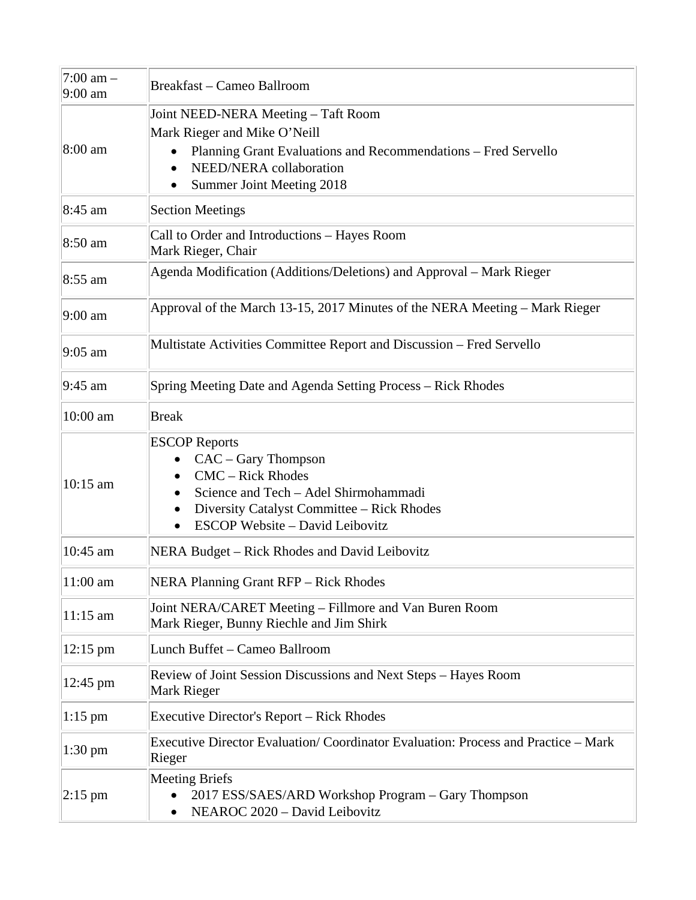| | |
|---|---|
| 7:00 am – 9:00 am | Breakfast – Cameo Ballroom |
| 8:00 am | Joint NEED-NERA Meeting – Taft Room<br>Mark Rieger and Mike O'Neill<br>• Planning Grant Evaluations and Recommendations – Fred Servello<br>• NEED/NERA collaboration<br>• Summer Joint Meeting 2018 |
| 8:45 am | Section Meetings |
| 8:50 am | Call to Order and Introductions – Hayes Room<br>Mark Rieger, Chair |
| 8:55 am | Agenda Modification (Additions/Deletions) and Approval – Mark Rieger |
| 9:00 am | Approval of the March 13-15, 2017 Minutes of the NERA Meeting – Mark Rieger |
| 9:05 am | Multistate Activities Committee Report and Discussion – Fred Servello |
| 9:45 am | Spring Meeting Date and Agenda Setting Process – Rick Rhodes |
| 10:00 am | Break |
| 10:15 am | ESCOP Reports<br>• CAC – Gary Thompson<br>• CMC – Rick Rhodes<br>• Science and Tech – Adel Shirmohammadi<br>• Diversity Catalyst Committee – Rick Rhodes<br>• ESCOP Website – David Leibovitz |
| 10:45 am | NERA Budget – Rick Rhodes and David Leibovitz |
| 11:00 am | NERA Planning Grant RFP – Rick Rhodes |
| 11:15 am | Joint NERA/CARET Meeting – Fillmore and Van Buren Room<br>Mark Rieger, Bunny Riechle and Jim Shirk |
| 12:15 pm | Lunch Buffet – Cameo Ballroom |
| 12:45 pm | Review of Joint Session Discussions and Next Steps – Hayes Room<br>Mark Rieger |
| 1:15 pm | Executive Director's Report – Rick Rhodes |
| 1:30 pm | Executive Director Evaluation/ Coordinator Evaluation: Process and Practice – Mark Rieger |
| 2:15 pm | Meeting Briefs<br>• 2017 ESS/SAES/ARD Workshop Program – Gary Thompson<br>• NEAROC 2020 – David Leibovitz |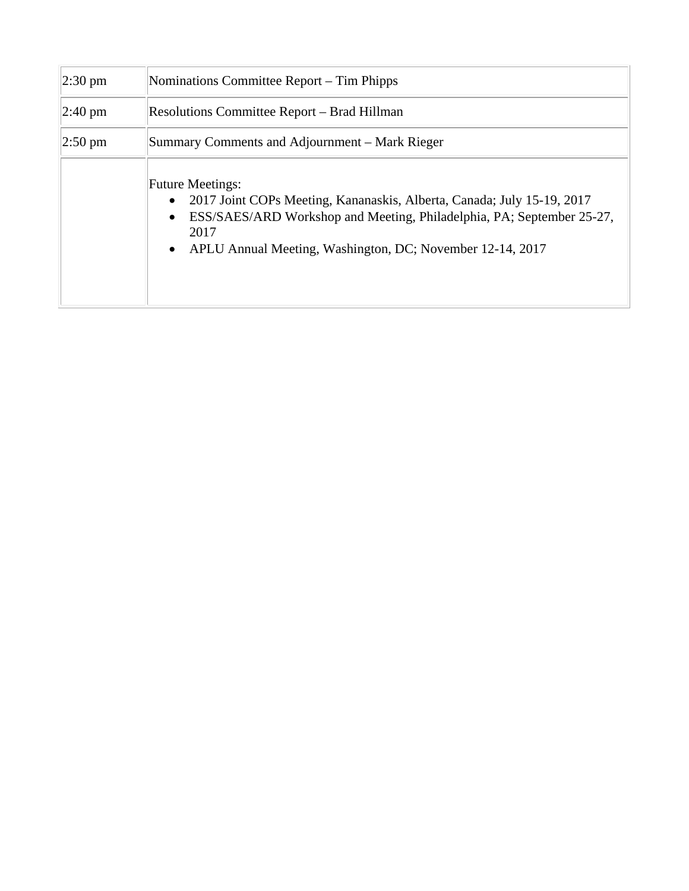| | |
|---|---|
| 2:30 pm | Nominations Committee Report – Tim Phipps |
| 2:40 pm | Resolutions Committee Report – Brad Hillman |
| 2:50 pm | Summary Comments and Adjournment – Mark Rieger |
| | Future Meetings:<br>• 2017 Joint COPs Meeting, Kananaskis, Alberta, Canada; July 15-19, 2017<br>• ESS/SAES/ARD Workshop and Meeting, Philadelphia, PA; September 25-27, 2017<br>• APLU Annual Meeting, Washington, DC; November 12-14, 2017 |